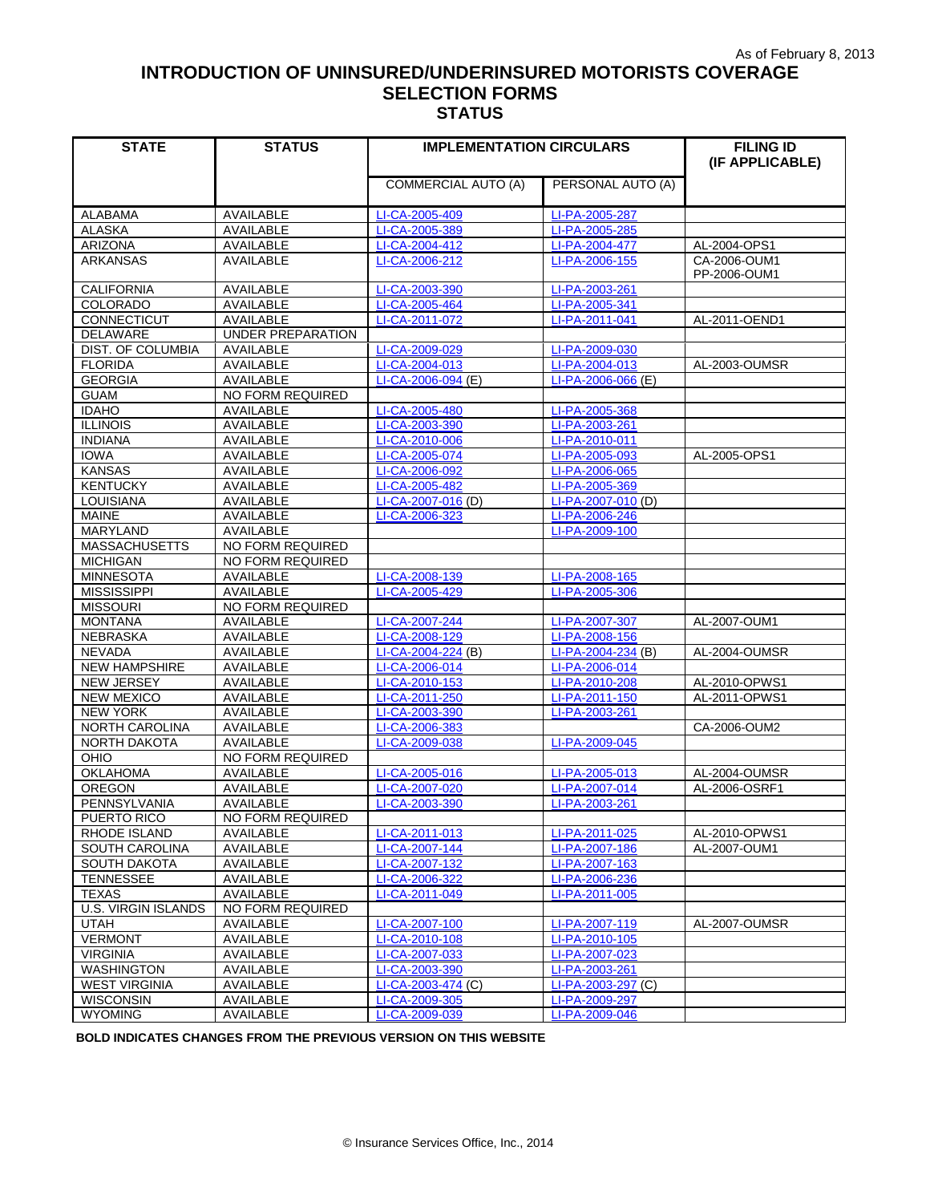As of February 8, 2013

# INTRODUCTION OF UNINSURED/UNDERINSURED MOTORISTS COVERAGE SELECTION FORMS

## STATUS

| STATE | STATUS | IMPLEMENTATION CIRCULARS | | FILING ID (IF APPLICABLE) |
|---|---|---|---|---|
| | | COMMERCIAL AUTO (A) | PERSONAL AUTO (A) | |
| ALABAMA | AVAILABLE | LI-CA-2005-409 | LI-PA-2005-287 | |
| ALASKA | AVAILABLE | LI-CA-2005-389 | LI-PA-2005-285 | |
| ARIZONA | AVAILABLE | LI-CA-2004-412 | LI-PA-2004-477 | AL-2004-OPS1 |
| ARKANSAS | AVAILABLE | LI-CA-2006-212 | LI-PA-2006-155 | CA-2006-OUM1 PP-2006-OUM1 |
| CALIFORNIA | AVAILABLE | LI-CA-2003-390 | LI-PA-2003-261 | |
| COLORADO | AVAILABLE | LI-CA-2005-464 | LI-PA-2005-341 | |
| CONNECTICUT | AVAILABLE | LI-CA-2011-072 | LI-PA-2011-041 | AL-2011-OEND1 |
| DELAWARE | UNDER PREPARATION | | | |
| DIST. OF COLUMBIA | AVAILABLE | LI-CA-2009-029 | LI-PA-2009-030 | |
| FLORIDA | AVAILABLE | LI-CA-2004-013 | LI-PA-2004-013 | AL-2003-OUMSR |
| GEORGIA | AVAILABLE | LI-CA-2006-094 (E) | LI-PA-2006-066 (E) | |
| GUAM | NO FORM REQUIRED | | | |
| IDAHO | AVAILABLE | LI-CA-2005-480 | LI-PA-2005-368 | |
| ILLINOIS | AVAILABLE | LI-CA-2003-390 | LI-PA-2003-261 | |
| INDIANA | AVAILABLE | LI-CA-2010-006 | LI-PA-2010-011 | |
| IOWA | AVAILABLE | LI-CA-2005-074 | LI-PA-2005-093 | AL-2005-OPS1 |
| KANSAS | AVAILABLE | LI-CA-2006-092 | LI-PA-2006-065 | |
| KENTUCKY | AVAILABLE | LI-CA-2005-482 | LI-PA-2005-369 | |
| LOUISIANA | AVAILABLE | LI-CA-2007-016 (D) | LI-PA-2007-010 (D) | |
| MAINE | AVAILABLE | LI-CA-2006-323 | LI-PA-2006-246 | |
| MARYLAND | AVAILABLE | | LI-PA-2009-100 | |
| MASSACHUSETTS | NO FORM REQUIRED | | | |
| MICHIGAN | NO FORM REQUIRED | | | |
| MINNESOTA | AVAILABLE | LI-CA-2008-139 | LI-PA-2008-165 | |
| MISSISSIPPI | AVAILABLE | LI-CA-2005-429 | LI-PA-2005-306 | |
| MISSOURI | NO FORM REQUIRED | | | |
| MONTANA | AVAILABLE | LI-CA-2007-244 | LI-PA-2007-307 | AL-2007-OUM1 |
| NEBRASKA | AVAILABLE | LI-CA-2008-129 | LI-PA-2008-156 | |
| NEVADA | AVAILABLE | LI-CA-2004-224 (B) | LI-PA-2004-234 (B) | AL-2004-OUMSR |
| NEW HAMPSHIRE | AVAILABLE | LI-CA-2006-014 | LI-PA-2006-014 | |
| NEW JERSEY | AVAILABLE | LI-CA-2010-153 | LI-PA-2010-208 | AL-2010-OPWS1 |
| NEW MEXICO | AVAILABLE | LI-CA-2011-250 | LI-PA-2011-150 | AL-2011-OPWS1 |
| NEW YORK | AVAILABLE | LI-CA-2003-390 | LI-PA-2003-261 | |
| NORTH CAROLINA | AVAILABLE | LI-CA-2006-383 | | CA-2006-OUM2 |
| NORTH DAKOTA | AVAILABLE | LI-CA-2009-038 | LI-PA-2009-045 | |
| OHIO | NO FORM REQUIRED | | | |
| OKLAHOMA | AVAILABLE | LI-CA-2005-016 | LI-PA-2005-013 | AL-2004-OUMSR |
| OREGON | AVAILABLE | LI-CA-2007-020 | LI-PA-2007-014 | AL-2006-OSRF1 |
| PENNSYLVANIA | AVAILABLE | LI-CA-2003-390 | LI-PA-2003-261 | |
| PUERTO RICO | NO FORM REQUIRED | | | |
| RHODE ISLAND | AVAILABLE | LI-CA-2011-013 | LI-PA-2011-025 | AL-2010-OPWS1 |
| SOUTH CAROLINA | AVAILABLE | LI-CA-2007-144 | LI-PA-2007-186 | AL-2007-OUM1 |
| SOUTH DAKOTA | AVAILABLE | LI-CA-2007-132 | LI-PA-2007-163 | |
| TENNESSEE | AVAILABLE | LI-CA-2006-322 | LI-PA-2006-236 | |
| TEXAS | AVAILABLE | LI-CA-2011-049 | LI-PA-2011-005 | |
| U.S. VIRGIN ISLANDS | NO FORM REQUIRED | | | |
| UTAH | AVAILABLE | LI-CA-2007-100 | LI-PA-2007-119 | AL-2007-OUMSR |
| VERMONT | AVAILABLE | LI-CA-2010-108 | LI-PA-2010-105 | |
| VIRGINIA | AVAILABLE | LI-CA-2007-033 | LI-PA-2007-023 | |
| WASHINGTON | AVAILABLE | LI-CA-2003-390 | LI-PA-2003-261 | |
| WEST VIRGINIA | AVAILABLE | LI-CA-2003-474 (C) | LI-PA-2003-297 (C) | |
| WISCONSIN | AVAILABLE | LI-CA-2009-305 | LI-PA-2009-297 | |
| WYOMING | AVAILABLE | LI-CA-2009-039 | LI-PA-2009-046 | |

**BOLD INDICATES CHANGES FROM THE PREVIOUS VERSION ON THIS WEBSITE**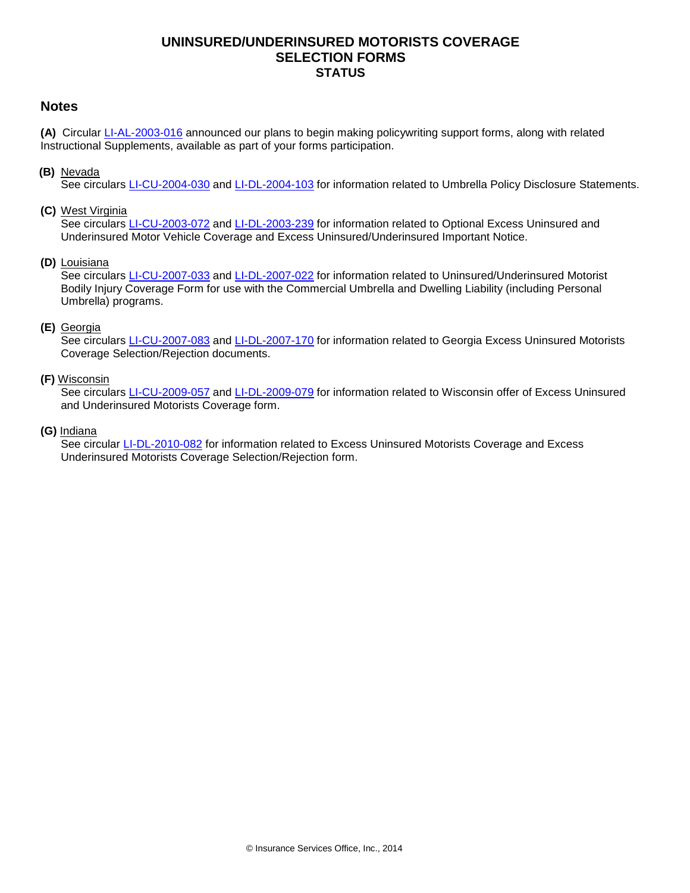# UNINSURED/UNDERINSURED MOTORISTS COVERAGE SELECTION FORMS STATUS

## Notes

**(A)** Circular LI-AL-2003-016 announced our plans to begin making policywriting support forms, along with related Instructional Supplements, available as part of your forms participation.

**(B)** Nevada
See circulars LI-CU-2004-030 and LI-DL-2004-103 for information related to Umbrella Policy Disclosure Statements.

**(C)** West Virginia
See circulars LI-CU-2003-072 and LI-DL-2003-239 for information related to Optional Excess Uninsured and Underinsured Motor Vehicle Coverage and Excess Uninsured/Underinsured Important Notice.

**(D)** Louisiana
See circulars LI-CU-2007-033 and LI-DL-2007-022 for information related to Uninsured/Underinsured Motorist Bodily Injury Coverage Form for use with the Commercial Umbrella and Dwelling Liability (including Personal Umbrella) programs.

**(E)** Georgia
See circulars LI-CU-2007-083 and LI-DL-2007-170 for information related to Georgia Excess Uninsured Motorists Coverage Selection/Rejection documents.

**(F)** Wisconsin
See circulars LI-CU-2009-057 and LI-DL-2009-079 for information related to Wisconsin offer of Excess Uninsured and Underinsured Motorists Coverage form.

**(G)** Indiana
See circular LI-DL-2010-082 for information related to Excess Uninsured Motorists Coverage and Excess Underinsured Motorists Coverage Selection/Rejection form.

© Insurance Services Office, Inc., 2014